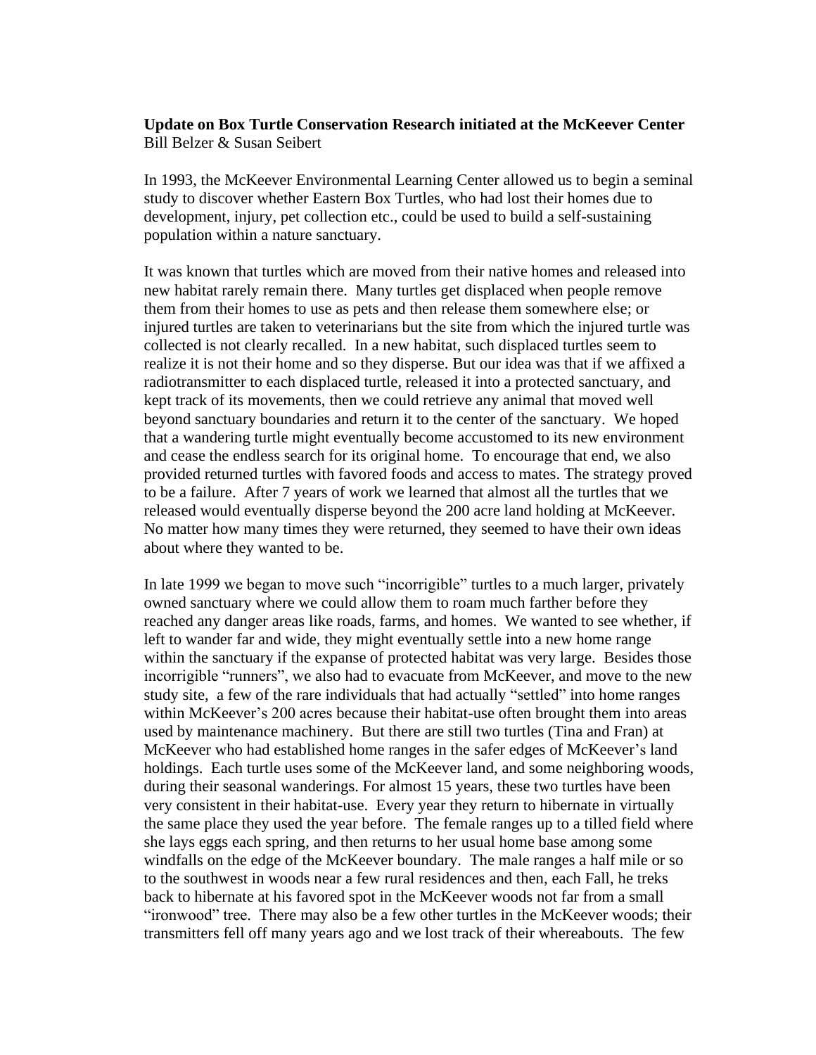**Update on Box Turtle Conservation Research initiated at the McKeever Center**
Bill Belzer & Susan Seibert

In 1993, the McKeever Environmental Learning Center allowed us to begin a seminal study to discover whether Eastern Box Turtles, who had lost their homes due to development, injury, pet collection etc., could be used to build a self-sustaining population within a nature sanctuary.

It was known that turtles which are moved from their native homes and released into new habitat rarely remain there. Many turtles get displaced when people remove them from their homes to use as pets and then release them somewhere else; or injured turtles are taken to veterinarians but the site from which the injured turtle was collected is not clearly recalled. In a new habitat, such displaced turtles seem to realize it is not their home and so they disperse. But our idea was that if we affixed a radiotransmitter to each displaced turtle, released it into a protected sanctuary, and kept track of its movements, then we could retrieve any animal that moved well beyond sanctuary boundaries and return it to the center of the sanctuary. We hoped that a wandering turtle might eventually become accustomed to its new environment and cease the endless search for its original home. To encourage that end, we also provided returned turtles with favored foods and access to mates. The strategy proved to be a failure. After 7 years of work we learned that almost all the turtles that we released would eventually disperse beyond the 200 acre land holding at McKeever. No matter how many times they were returned, they seemed to have their own ideas about where they wanted to be.

In late 1999 we began to move such "incorrigible" turtles to a much larger, privately owned sanctuary where we could allow them to roam much farther before they reached any danger areas like roads, farms, and homes. We wanted to see whether, if left to wander far and wide, they might eventually settle into a new home range within the sanctuary if the expanse of protected habitat was very large. Besides those incorrigible "runners", we also had to evacuate from McKeever, and move to the new study site, a few of the rare individuals that had actually "settled" into home ranges within McKeever's 200 acres because their habitat-use often brought them into areas used by maintenance machinery. But there are still two turtles (Tina and Fran) at McKeever who had established home ranges in the safer edges of McKeever's land holdings. Each turtle uses some of the McKeever land, and some neighboring woods, during their seasonal wanderings. For almost 15 years, these two turtles have been very consistent in their habitat-use. Every year they return to hibernate in virtually the same place they used the year before. The female ranges up to a tilled field where she lays eggs each spring, and then returns to her usual home base among some windfalls on the edge of the McKeever boundary. The male ranges a half mile or so to the southwest in woods near a few rural residences and then, each Fall, he treks back to hibernate at his favored spot in the McKeever woods not far from a small "ironwood" tree. There may also be a few other turtles in the McKeever woods; their transmitters fell off many years ago and we lost track of their whereabouts. The few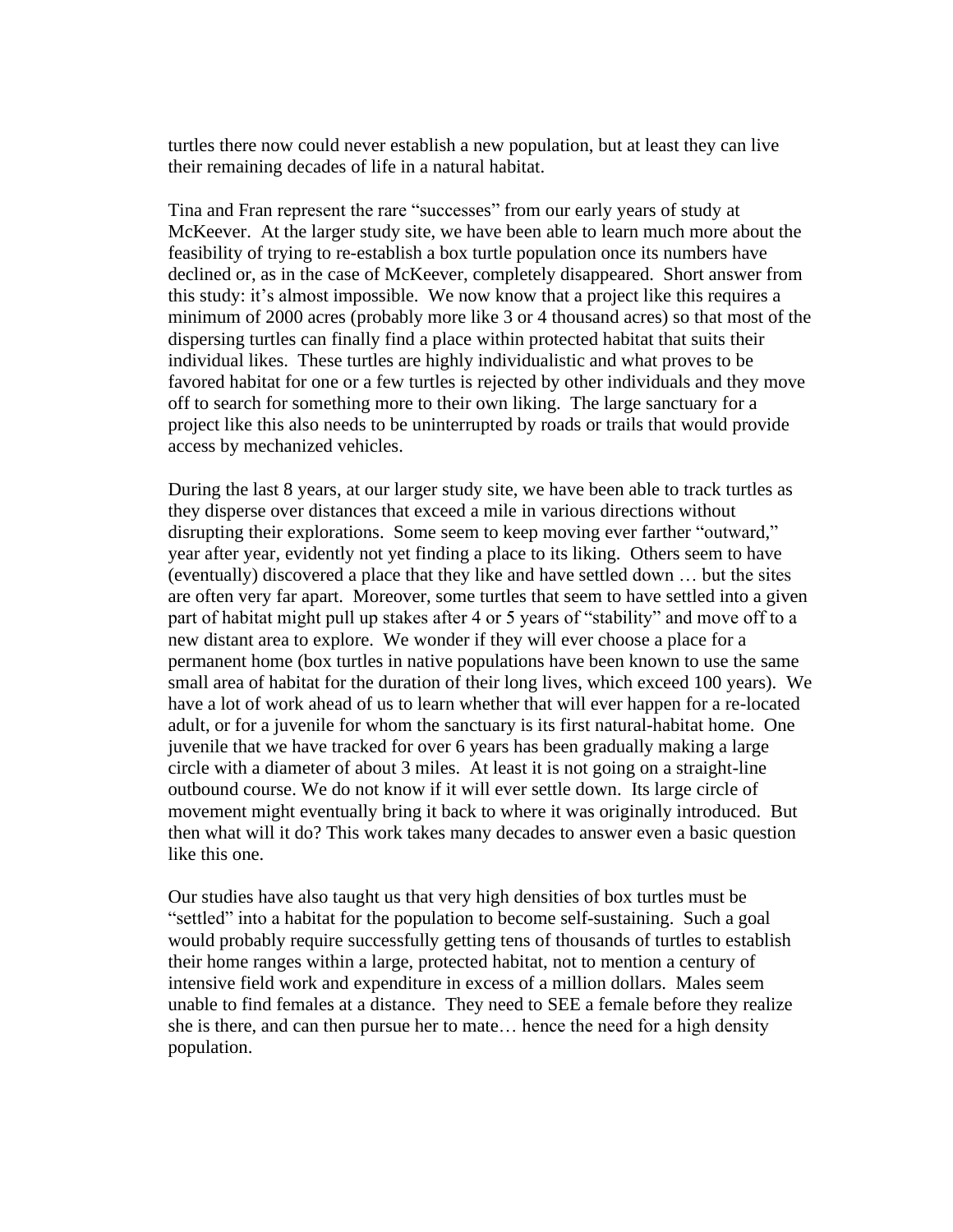turtles there now could never establish a new population, but at least they can live their remaining decades of life in a natural habitat.

Tina and Fran represent the rare "successes" from our early years of study at McKeever. At the larger study site, we have been able to learn much more about the feasibility of trying to re-establish a box turtle population once its numbers have declined or, as in the case of McKeever, completely disappeared. Short answer from this study: it's almost impossible. We now know that a project like this requires a minimum of 2000 acres (probably more like 3 or 4 thousand acres) so that most of the dispersing turtles can finally find a place within protected habitat that suits their individual likes. These turtles are highly individualistic and what proves to be favored habitat for one or a few turtles is rejected by other individuals and they move off to search for something more to their own liking. The large sanctuary for a project like this also needs to be uninterrupted by roads or trails that would provide access by mechanized vehicles.

During the last 8 years, at our larger study site, we have been able to track turtles as they disperse over distances that exceed a mile in various directions without disrupting their explorations. Some seem to keep moving ever farther "outward," year after year, evidently not yet finding a place to its liking. Others seem to have (eventually) discovered a place that they like and have settled down … but the sites are often very far apart. Moreover, some turtles that seem to have settled into a given part of habitat might pull up stakes after 4 or 5 years of "stability" and move off to a new distant area to explore. We wonder if they will ever choose a place for a permanent home (box turtles in native populations have been known to use the same small area of habitat for the duration of their long lives, which exceed 100 years). We have a lot of work ahead of us to learn whether that will ever happen for a re-located adult, or for a juvenile for whom the sanctuary is its first natural-habitat home. One juvenile that we have tracked for over 6 years has been gradually making a large circle with a diameter of about 3 miles. At least it is not going on a straight-line outbound course. We do not know if it will ever settle down. Its large circle of movement might eventually bring it back to where it was originally introduced. But then what will it do? This work takes many decades to answer even a basic question like this one.

Our studies have also taught us that very high densities of box turtles must be "settled" into a habitat for the population to become self-sustaining. Such a goal would probably require successfully getting tens of thousands of turtles to establish their home ranges within a large, protected habitat, not to mention a century of intensive field work and expenditure in excess of a million dollars. Males seem unable to find females at a distance. They need to SEE a female before they realize she is there, and can then pursue her to mate… hence the need for a high density population.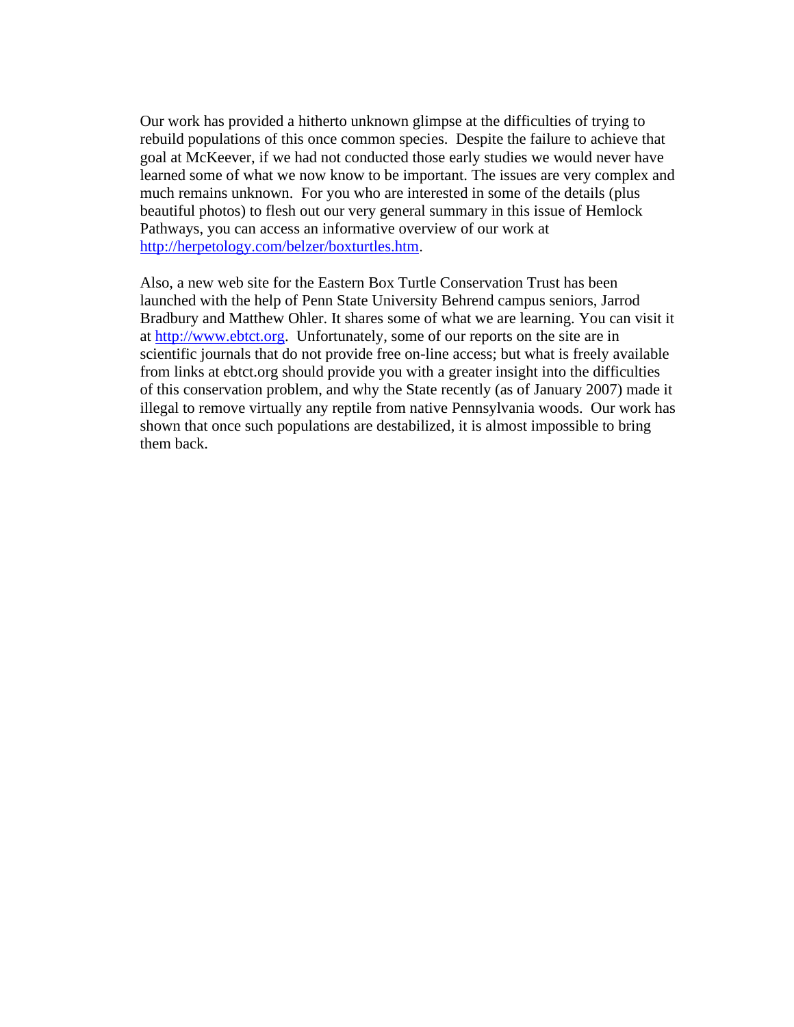Our work has provided a hitherto unknown glimpse at the difficulties of trying to rebuild populations of this once common species. Despite the failure to achieve that goal at McKeever, if we had not conducted those early studies we would never have learned some of what we now know to be important. The issues are very complex and much remains unknown. For you who are interested in some of the details (plus beautiful photos) to flesh out our very general summary in this issue of Hemlock Pathways, you can access an informative overview of our work at [http://herpetology.com/belzer/boxturtles.htm](http://herpetology.com/belzer/boxturtles.htm).

Also, a new web site for the Eastern Box Turtle Conservation Trust has been launched with the help of Penn State University Behrend campus seniors, Jarrod Bradbury and Matthew Ohler. It shares some of what we are learning. You can visit it at [http://www.ebtct.org](http://www.ebtct.org). Unfortunately, some of our reports on the site are in scientific journals that do not provide free on-line access; but what is freely available from links at ebtct.org should provide you with a greater insight into the difficulties of this conservation problem, and why the State recently (as of January 2007) made it illegal to remove virtually any reptile from native Pennsylvania woods. Our work has shown that once such populations are destabilized, it is almost impossible to bring them back.